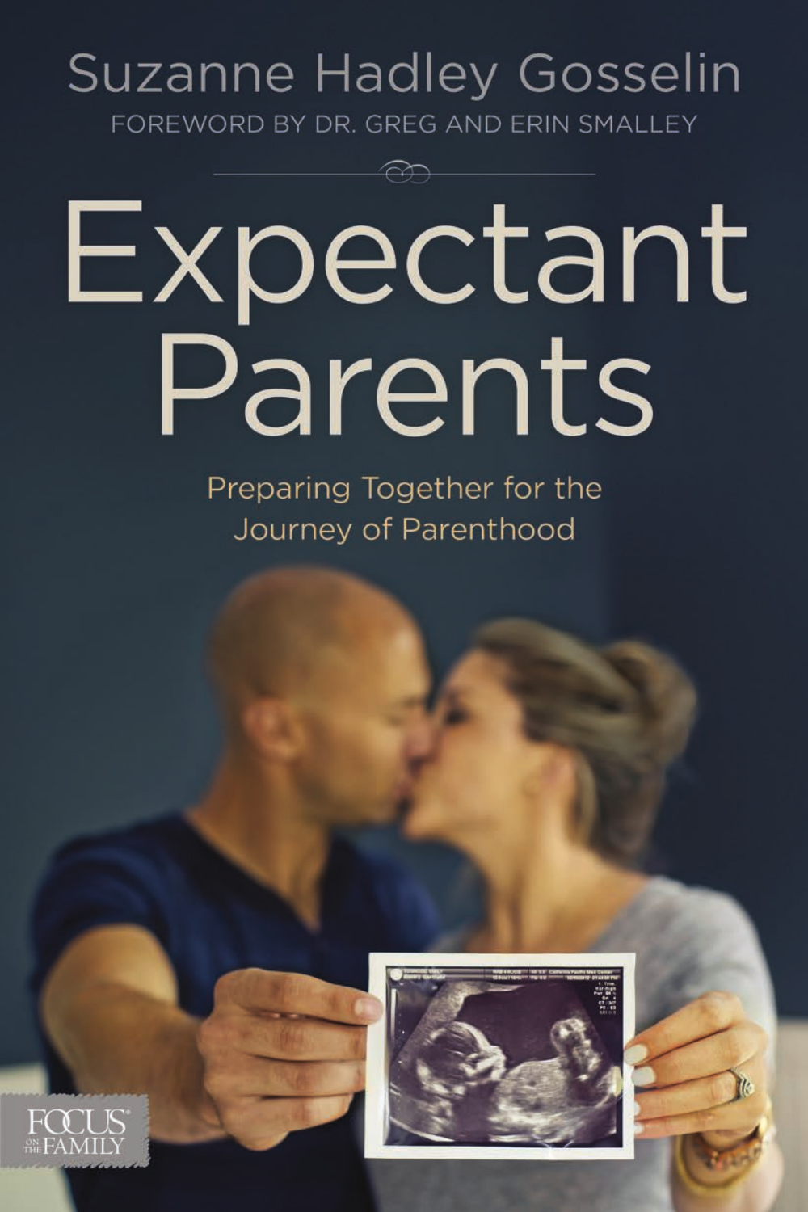Suzanne Hadley Gosselin

FOREWORD BY DR. GREG AND ERIN SMALLEY

# Expectant Parents

## Preparing Together for the Journey of Parenthood

FOCUS ON THE FAMILY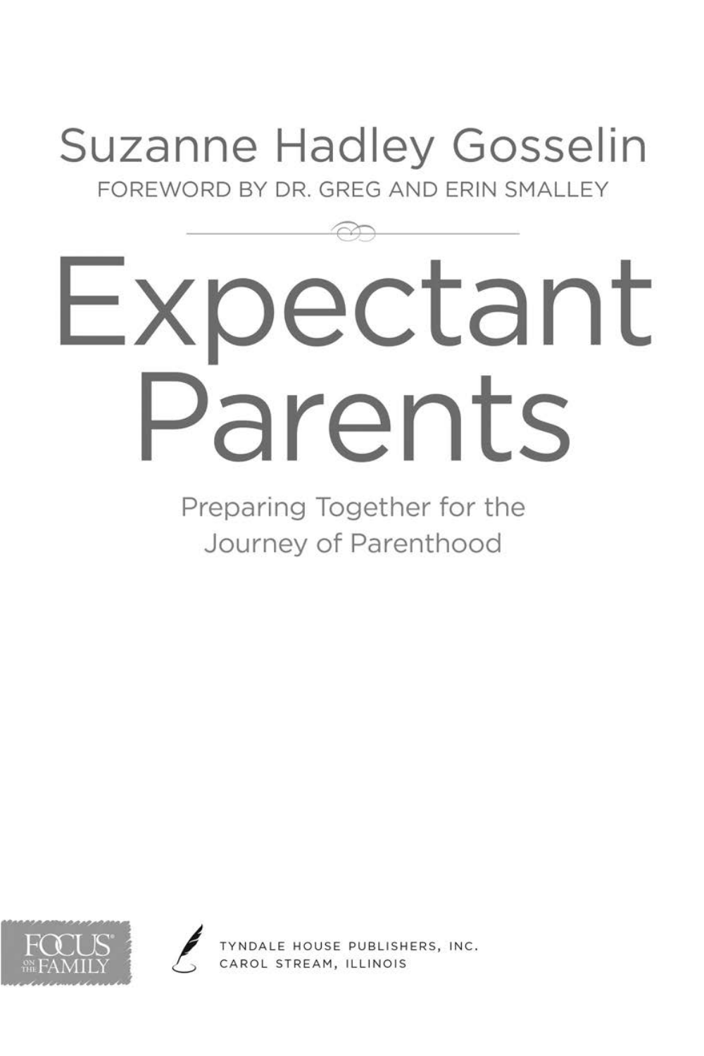Suzanne Hadley Gosselin

FOREWORD BY DR. GREG AND ERIN SMALLEY

# Expectant Parents

## Preparing Together for the Journey of Parenthood

FOCUS ON THE FAMILY

TYNDALE HOUSE PUBLISHERS, INC.
CAROL STREAM, ILLINOIS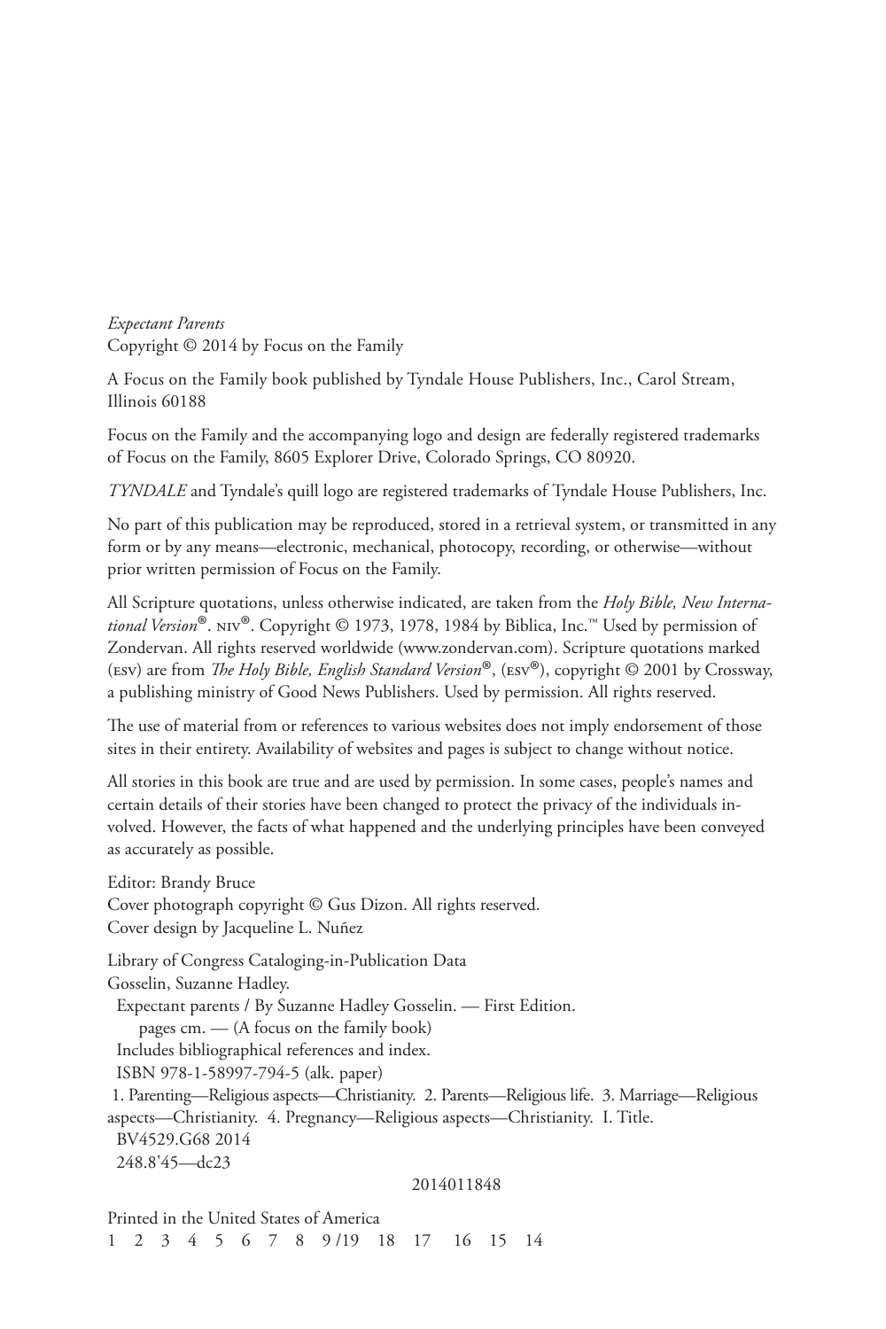*Expectant Parents*
Copyright © 2014 by Focus on the Family

A Focus on the Family book published by Tyndale House Publishers, Inc., Carol Stream, Illinois 60188

Focus on the Family and the accompanying logo and design are federally registered trademarks of Focus on the Family, 8605 Explorer Drive, Colorado Springs, CO 80920.

*TYNDALE* and Tyndale's quill logo are registered trademarks of Tyndale House Publishers, Inc.

No part of this publication may be reproduced, stored in a retrieval system, or transmitted in any form or by any means—electronic, mechanical, photocopy, recording, or otherwise—without prior written permission of Focus on the Family.

All Scripture quotations, unless otherwise indicated, are taken from the *Holy Bible, New International Version*®. NIV®. Copyright © 1973, 1978, 1984 by Biblica, Inc.™ Used by permission of Zondervan. All rights reserved worldwide (www.zondervan.com). Scripture quotations marked (ESV) are from *The Holy Bible, English Standard Version*®, (ESV®), copyright © 2001 by Crossway, a publishing ministry of Good News Publishers. Used by permission. All rights reserved.

The use of material from or references to various websites does not imply endorsement of those sites in their entirety. Availability of websites and pages is subject to change without notice.

All stories in this book are true and are used by permission. In some cases, people's names and certain details of their stories have been changed to protect the privacy of the individuals involved. However, the facts of what happened and the underlying principles have been conveyed as accurately as possible.

Editor: Brandy Bruce
Cover photograph copyright © Gus Dizon. All rights reserved.
Cover design by Jacqueline L. Nuñez

Library of Congress Cataloging-in-Publication Data
Gosselin, Suzanne Hadley.
Expectant parents / By Suzanne Hadley Gosselin. — First Edition.
pages cm. — (A focus on the family book)
Includes bibliographical references and index.
ISBN 978-1-58997-794-5 (alk. paper)
1. Parenting—Religious aspects—Christianity. 2. Parents—Religious life. 3. Marriage—Religious aspects—Christianity. 4. Pregnancy—Religious aspects—Christianity. I. Title.
BV4529.G68 2014
248.8'45—dc23

2014011848

Printed in the United States of America
1 2 3 4 5 6 7 8 9 /19 18 17 16 15 14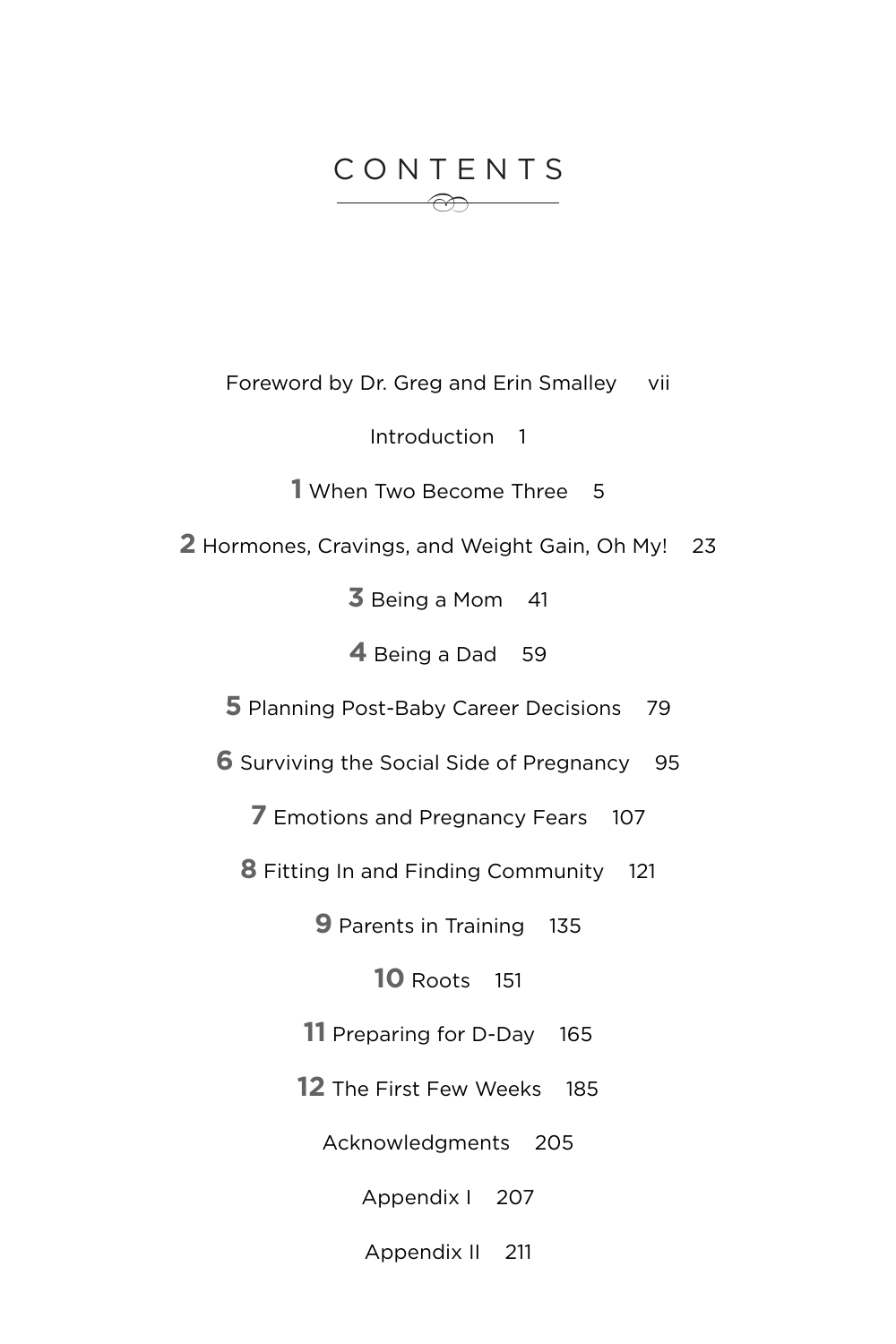# CONTENTS

Foreword by Dr. Greg and Erin Smalley vii

Introduction 1

**1** When Two Become Three 5

**2** Hormones, Cravings, and Weight Gain, Oh My! 23

**3** Being a Mom 41

**4** Being a Dad 59

**5** Planning Post-Baby Career Decisions 79

**6** Surviving the Social Side of Pregnancy 95

**7** Emotions and Pregnancy Fears 107

**8** Fitting In and Finding Community 121

**9** Parents in Training 135

**10** Roots 151

**11** Preparing for D-Day 165

**12** The First Few Weeks 185

Acknowledgments 205

Appendix I 207

Appendix II 211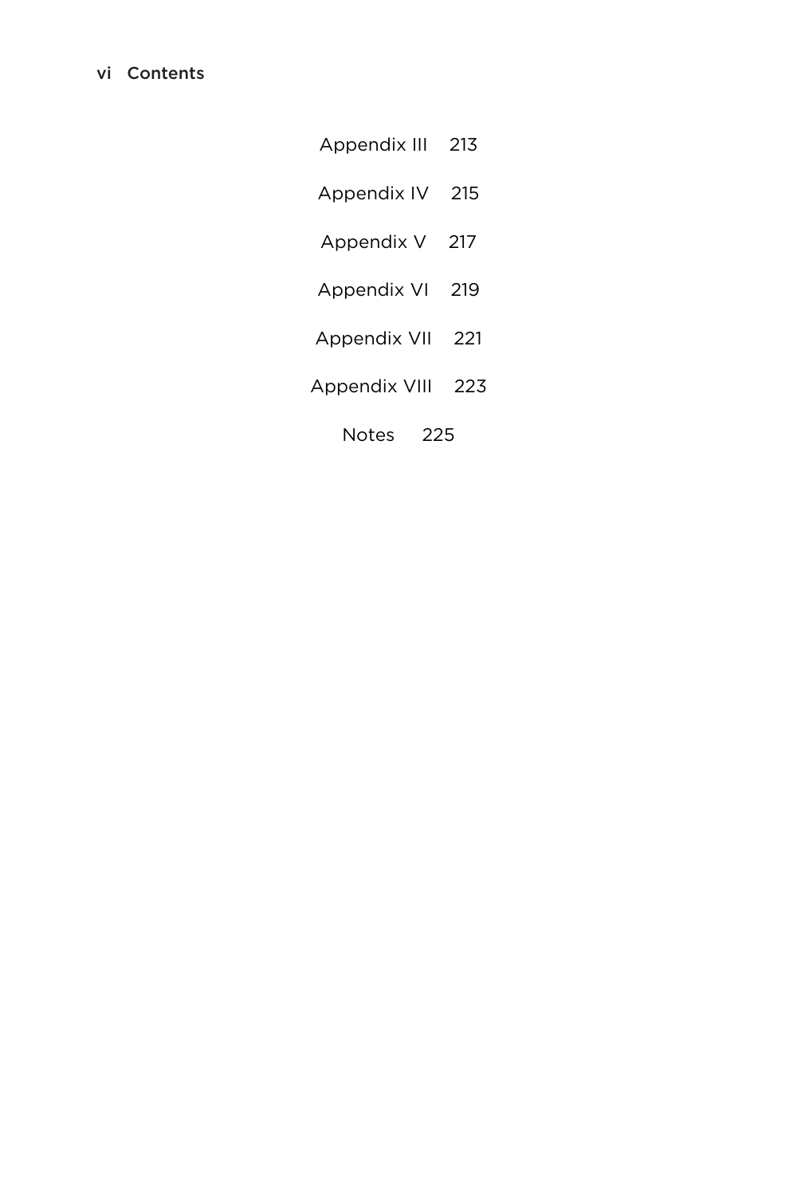Appendix III 213

Appendix IV 215

Appendix V 217

Appendix VI 219

Appendix VII 221

Appendix VIII 223

Notes 225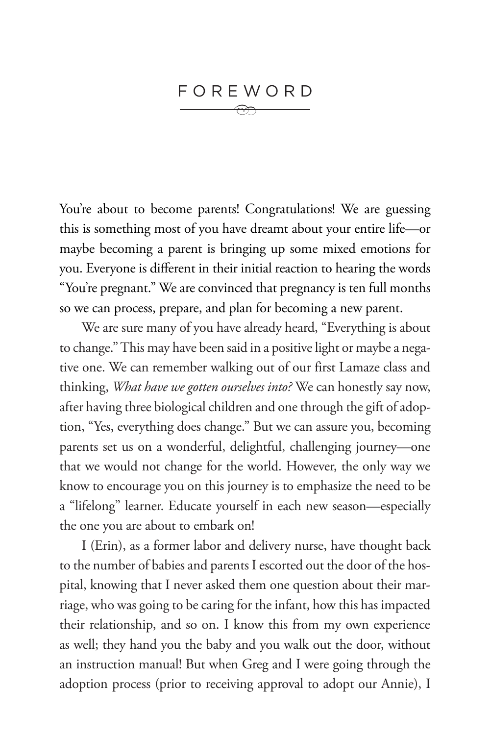# FOREWORD

You're about to become parents! Congratulations! We are guessing this is something most of you have dreamt about your entire life—or maybe becoming a parent is bringing up some mixed emotions for you. Everyone is different in their initial reaction to hearing the words "You're pregnant." We are convinced that pregnancy is ten full months so we can process, prepare, and plan for becoming a new parent.

We are sure many of you have already heard, "Everything is about to change." This may have been said in a positive light or maybe a negative one. We can remember walking out of our first Lamaze class and thinking, *What have we gotten ourselves into?* We can honestly say now, after having three biological children and one through the gift of adoption, "Yes, everything does change." But we can assure you, becoming parents set us on a wonderful, delightful, challenging journey—one that we would not change for the world. However, the only way we know to encourage you on this journey is to emphasize the need to be a "lifelong" learner. Educate yourself in each new season—especially the one you are about to embark on!

I (Erin), as a former labor and delivery nurse, have thought back to the number of babies and parents I escorted out the door of the hospital, knowing that I never asked them one question about their marriage, who was going to be caring for the infant, how this has impacted their relationship, and so on. I know this from my own experience as well; they hand you the baby and you walk out the door, without an instruction manual! But when Greg and I were going through the adoption process (prior to receiving approval to adopt our Annie), I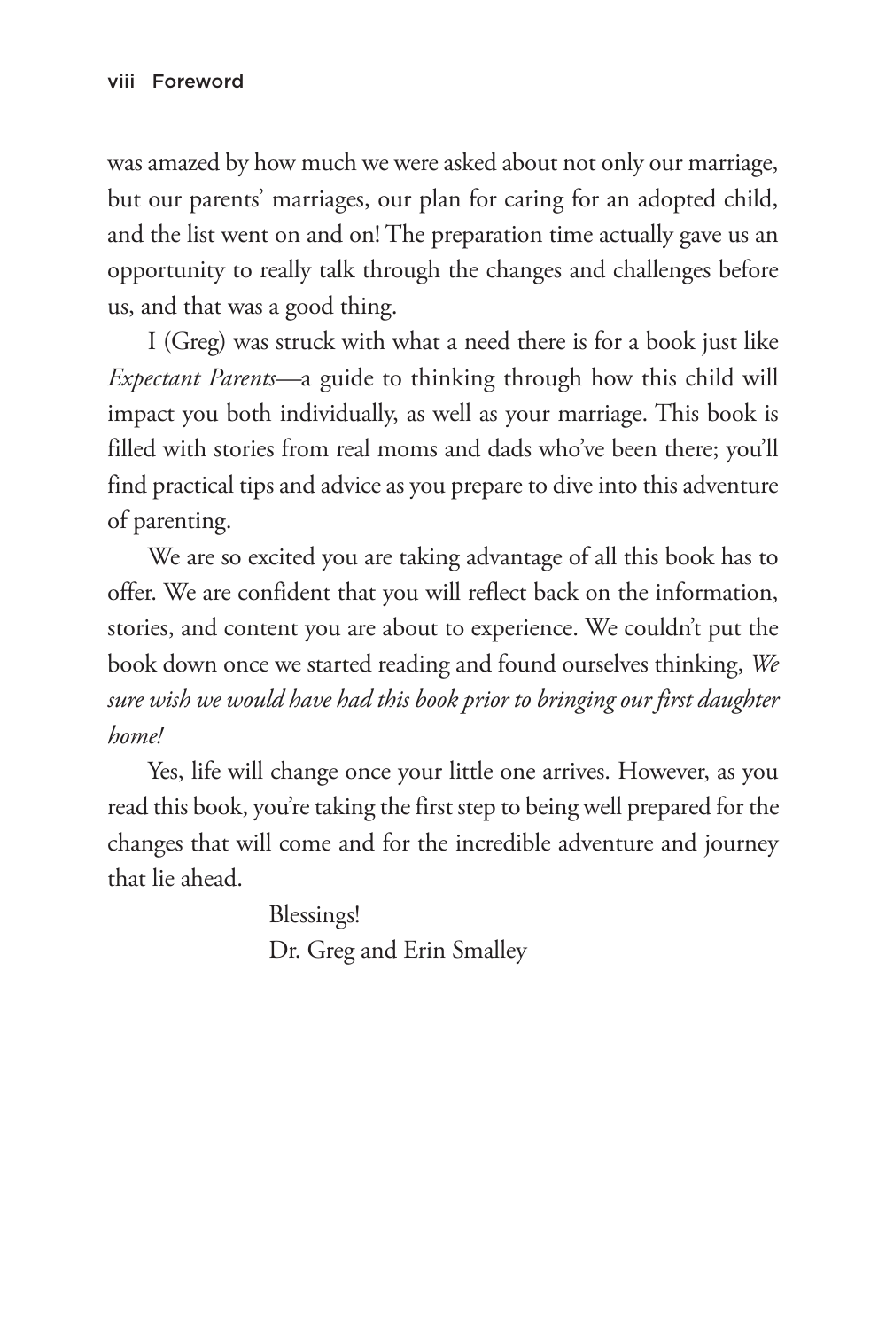was amazed by how much we were asked about not only our marriage, but our parents' marriages, our plan for caring for an adopted child, and the list went on and on! The preparation time actually gave us an opportunity to really talk through the changes and challenges before us, and that was a good thing.

I (Greg) was struck with what a need there is for a book just like *Expectant Parents*—a guide to thinking through how this child will impact you both individually, as well as your marriage. This book is filled with stories from real moms and dads who've been there; you'll find practical tips and advice as you prepare to dive into this adventure of parenting.

We are so excited you are taking advantage of all this book has to offer. We are confident that you will reflect back on the information, stories, and content you are about to experience. We couldn't put the book down once we started reading and found ourselves thinking, *We sure wish we would have had this book prior to bringing our first daughter home!*

Yes, life will change once your little one arrives. However, as you read this book, you're taking the first step to being well prepared for the changes that will come and for the incredible adventure and journey that lie ahead.

Blessings!
Dr. Greg and Erin Smalley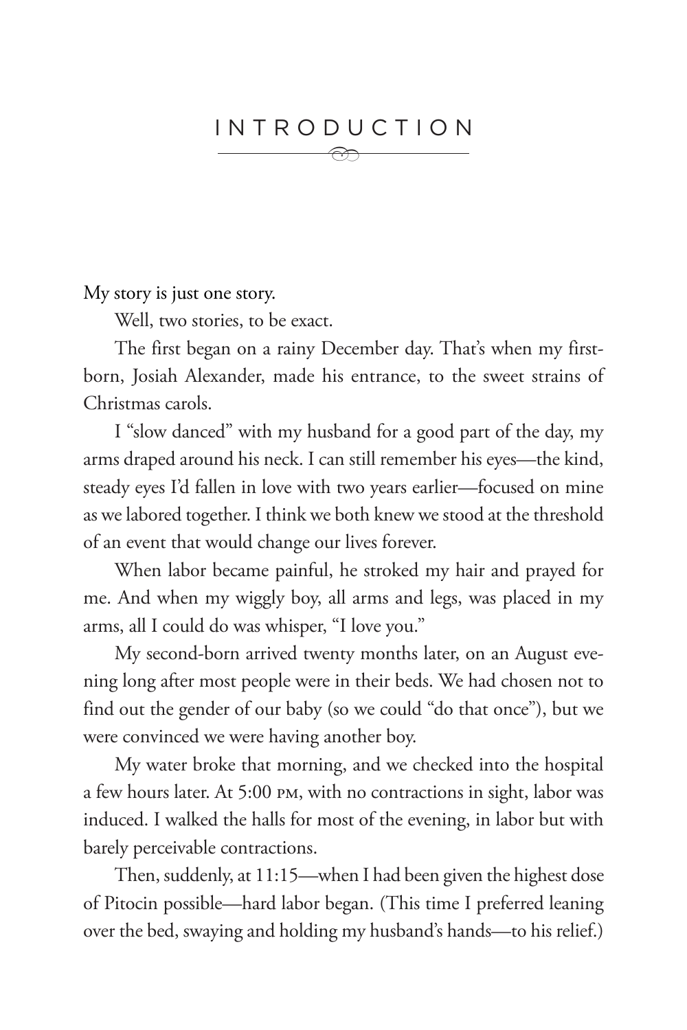# INTRODUCTION

My story is just one story.

Well, two stories, to be exact.

The first began on a rainy December day. That's when my firstborn, Josiah Alexander, made his entrance, to the sweet strains of Christmas carols.

I "slow danced" with my husband for a good part of the day, my arms draped around his neck. I can still remember his eyes—the kind, steady eyes I'd fallen in love with two years earlier—focused on mine as we labored together. I think we both knew we stood at the threshold of an event that would change our lives forever.

When labor became painful, he stroked my hair and prayed for me. And when my wiggly boy, all arms and legs, was placed in my arms, all I could do was whisper, "I love you."

My second-born arrived twenty months later, on an August evening long after most people were in their beds. We had chosen not to find out the gender of our baby (so we could "do that once"), but we were convinced we were having another boy.

My water broke that morning, and we checked into the hospital a few hours later. At 5:00 PM, with no contractions in sight, labor was induced. I walked the halls for most of the evening, in labor but with barely perceivable contractions.

Then, suddenly, at 11:15—when I had been given the highest dose of Pitocin possible—hard labor began. (This time I preferred leaning over the bed, swaying and holding my husband's hands—to his relief.)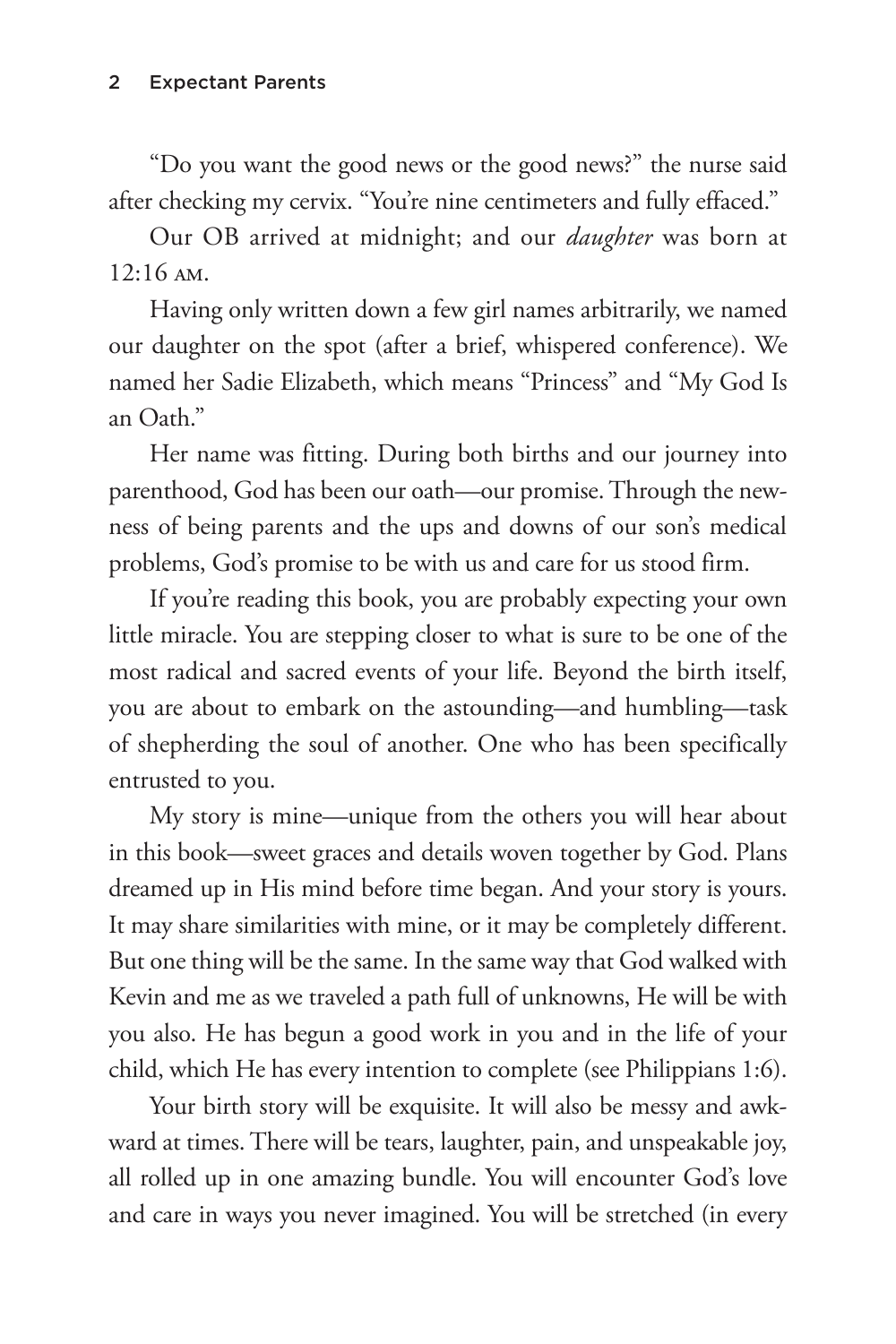"Do you want the good news or the good news?" the nurse said after checking my cervix. "You're nine centimeters and fully effaced."

Our OB arrived at midnight; and our *daughter* was born at 12:16 AM.

Having only written down a few girl names arbitrarily, we named our daughter on the spot (after a brief, whispered conference). We named her Sadie Elizabeth, which means "Princess" and "My God Is an Oath."

Her name was fitting. During both births and our journey into parenthood, God has been our oath—our promise. Through the newness of being parents and the ups and downs of our son's medical problems, God's promise to be with us and care for us stood firm.

If you're reading this book, you are probably expecting your own little miracle. You are stepping closer to what is sure to be one of the most radical and sacred events of your life. Beyond the birth itself, you are about to embark on the astounding—and humbling—task of shepherding the soul of another. One who has been specifically entrusted to you.

My story is mine—unique from the others you will hear about in this book—sweet graces and details woven together by God. Plans dreamed up in His mind before time began. And your story is yours. It may share similarities with mine, or it may be completely different. But one thing will be the same. In the same way that God walked with Kevin and me as we traveled a path full of unknowns, He will be with you also. He has begun a good work in you and in the life of your child, which He has every intention to complete (see Philippians 1:6).

Your birth story will be exquisite. It will also be messy and awkward at times. There will be tears, laughter, pain, and unspeakable joy, all rolled up in one amazing bundle. You will encounter God's love and care in ways you never imagined. You will be stretched (in every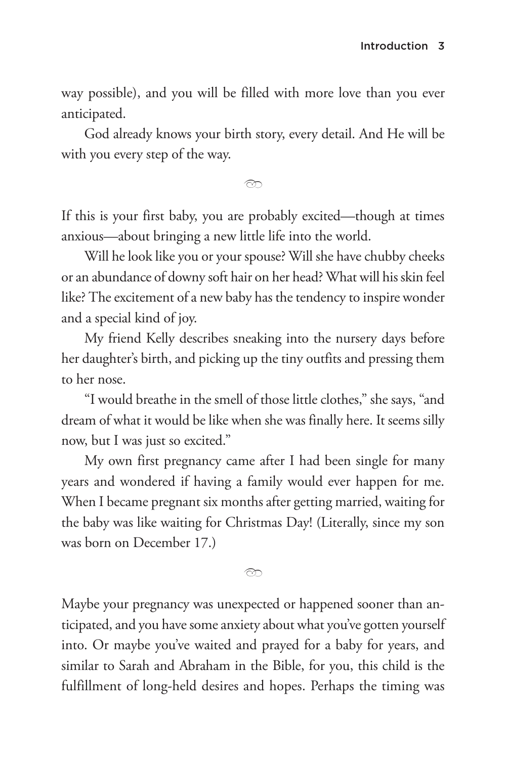way possible), and you will be filled with more love than you ever anticipated.

God already knows your birth story, every detail. And He will be with you every step of the way.

---

If this is your first baby, you are probably excited—though at times anxious—about bringing a new little life into the world.

Will he look like you or your spouse? Will she have chubby cheeks or an abundance of downy soft hair on her head? What will his skin feel like? The excitement of a new baby has the tendency to inspire wonder and a special kind of joy.

My friend Kelly describes sneaking into the nursery days before her daughter's birth, and picking up the tiny outfits and pressing them to her nose.

"I would breathe in the smell of those little clothes," she says, "and dream of what it would be like when she was finally here. It seems silly now, but I was just so excited."

My own first pregnancy came after I had been single for many years and wondered if having a family would ever happen for me. When I became pregnant six months after getting married, waiting for the baby was like waiting for Christmas Day! (Literally, since my son was born on December 17.)

---

Maybe your pregnancy was unexpected or happened sooner than anticipated, and you have some anxiety about what you've gotten yourself into. Or maybe you've waited and prayed for a baby for years, and similar to Sarah and Abraham in the Bible, for you, this child is the fulfillment of long-held desires and hopes. Perhaps the timing was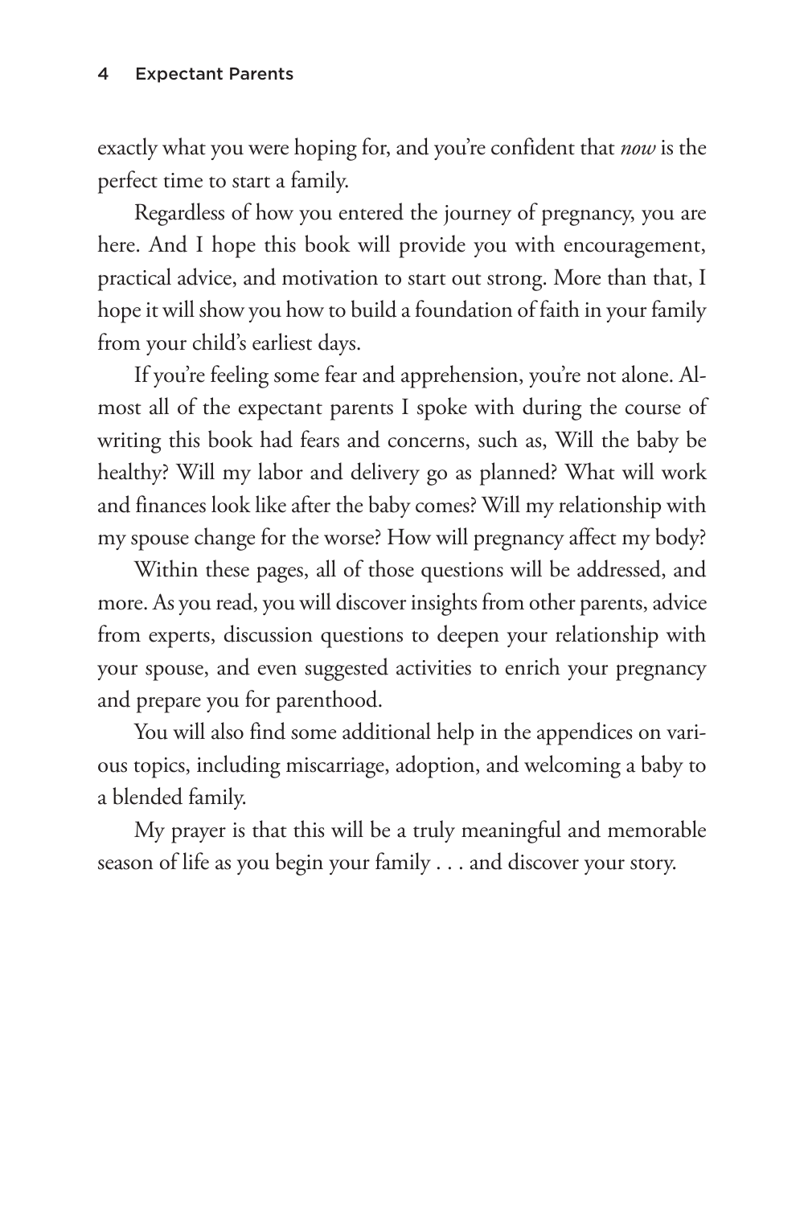exactly what you were hoping for, and you're confident that *now* is the perfect time to start a family.

Regardless of how you entered the journey of pregnancy, you are here. And I hope this book will provide you with encouragement, practical advice, and motivation to start out strong. More than that, I hope it will show you how to build a foundation of faith in your family from your child's earliest days.

If you're feeling some fear and apprehension, you're not alone. Almost all of the expectant parents I spoke with during the course of writing this book had fears and concerns, such as, Will the baby be healthy? Will my labor and delivery go as planned? What will work and finances look like after the baby comes? Will my relationship with my spouse change for the worse? How will pregnancy affect my body?

Within these pages, all of those questions will be addressed, and more. As you read, you will discover insights from other parents, advice from experts, discussion questions to deepen your relationship with your spouse, and even suggested activities to enrich your pregnancy and prepare you for parenthood.

You will also find some additional help in the appendices on various topics, including miscarriage, adoption, and welcoming a baby to a blended family.

My prayer is that this will be a truly meaningful and memorable season of life as you begin your family . . . and discover your story.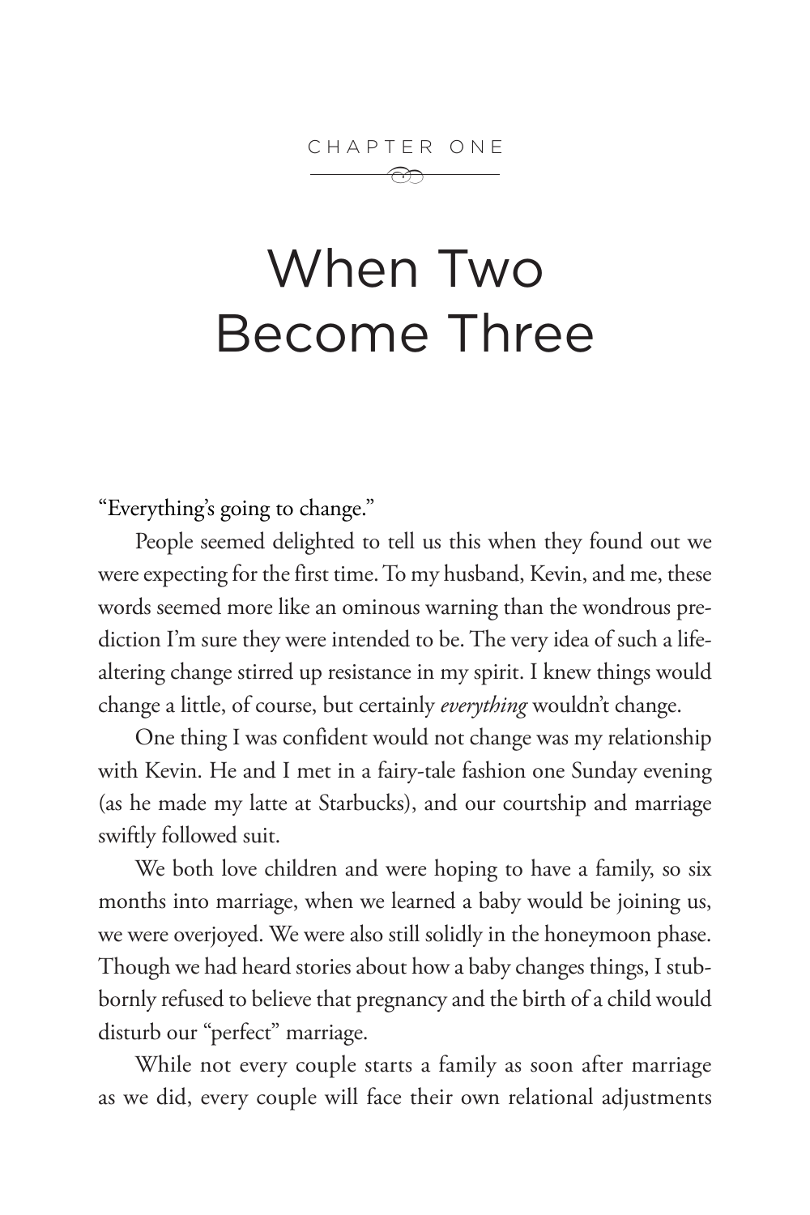CHAPTER ONE

# When Two Become Three

"Everything's going to change."

People seemed delighted to tell us this when they found out we were expecting for the first time. To my husband, Kevin, and me, these words seemed more like an ominous warning than the wondrous prediction I'm sure they were intended to be. The very idea of such a life-altering change stirred up resistance in my spirit. I knew things would change a little, of course, but certainly *everything* wouldn't change.

One thing I was confident would not change was my relationship with Kevin. He and I met in a fairy-tale fashion one Sunday evening (as he made my latte at Starbucks), and our courtship and marriage swiftly followed suit.

We both love children and were hoping to have a family, so six months into marriage, when we learned a baby would be joining us, we were overjoyed. We were also still solidly in the honeymoon phase. Though we had heard stories about how a baby changes things, I stubbornly refused to believe that pregnancy and the birth of a child would disturb our "perfect" marriage.

While not every couple starts a family as soon after marriage as we did, every couple will face their own relational adjustments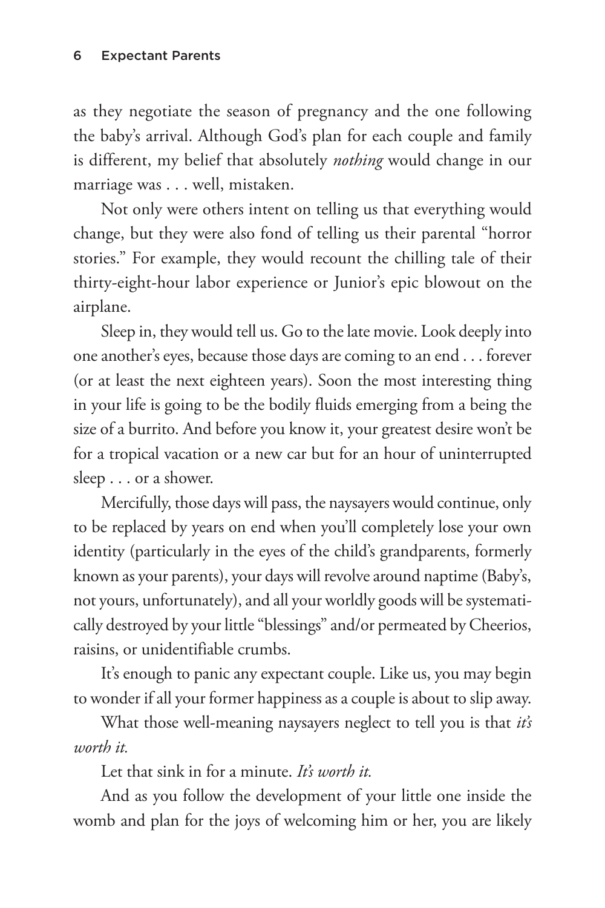as they negotiate the season of pregnancy and the one following the baby's arrival. Although God's plan for each couple and family is different, my belief that absolutely *nothing* would change in our marriage was . . . well, mistaken.

Not only were others intent on telling us that everything would change, but they were also fond of telling us their parental "horror stories." For example, they would recount the chilling tale of their thirty-eight-hour labor experience or Junior's epic blowout on the airplane.

Sleep in, they would tell us. Go to the late movie. Look deeply into one another's eyes, because those days are coming to an end . . . forever (or at least the next eighteen years). Soon the most interesting thing in your life is going to be the bodily fluids emerging from a being the size of a burrito. And before you know it, your greatest desire won't be for a tropical vacation or a new car but for an hour of uninterrupted sleep . . . or a shower.

Mercifully, those days will pass, the naysayers would continue, only to be replaced by years on end when you'll completely lose your own identity (particularly in the eyes of the child's grandparents, formerly known as your parents), your days will revolve around naptime (Baby's, not yours, unfortunately), and all your worldly goods will be systematically destroyed by your little "blessings" and/or permeated by Cheerios, raisins, or unidentifiable crumbs.

It's enough to panic any expectant couple. Like us, you may begin to wonder if all your former happiness as a couple is about to slip away.

What those well-meaning naysayers neglect to tell you is that *it's worth it.*

Let that sink in for a minute. *It's worth it.*

And as you follow the development of your little one inside the womb and plan for the joys of welcoming him or her, you are likely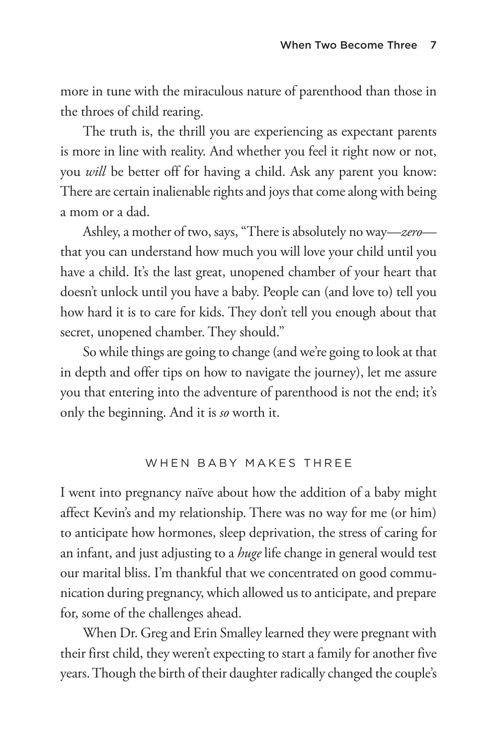more in tune with the miraculous nature of parenthood than those in the throes of child rearing.

The truth is, the thrill you are experiencing as expectant parents is more in line with reality. And whether you feel it right now or not, you *will* be better off for having a child. Ask any parent you know: There are certain inalienable rights and joys that come along with being a mom or a dad.

Ashley, a mother of two, says, "There is absolutely no way—*zero*—that you can understand how much you will love your child until you have a child. It's the last great, unopened chamber of your heart that doesn't unlock until you have a baby. People can (and love to) tell you how hard it is to care for kids. They don't tell you enough about that secret, unopened chamber. They should."

So while things are going to change (and we're going to look at that in depth and offer tips on how to navigate the journey), let me assure you that entering into the adventure of parenthood is not the end; it's only the beginning. And it is *so* worth it.

## WHEN BABY MAKES THREE

I went into pregnancy naïve about how the addition of a baby might affect Kevin's and my relationship. There was no way for me (or him) to anticipate how hormones, sleep deprivation, the stress of caring for an infant, and just adjusting to a *huge* life change in general would test our marital bliss. I'm thankful that we concentrated on good communication during pregnancy, which allowed us to anticipate, and prepare for, some of the challenges ahead.

When Dr. Greg and Erin Smalley learned they were pregnant with their first child, they weren't expecting to start a family for another five years. Though the birth of their daughter radically changed the couple's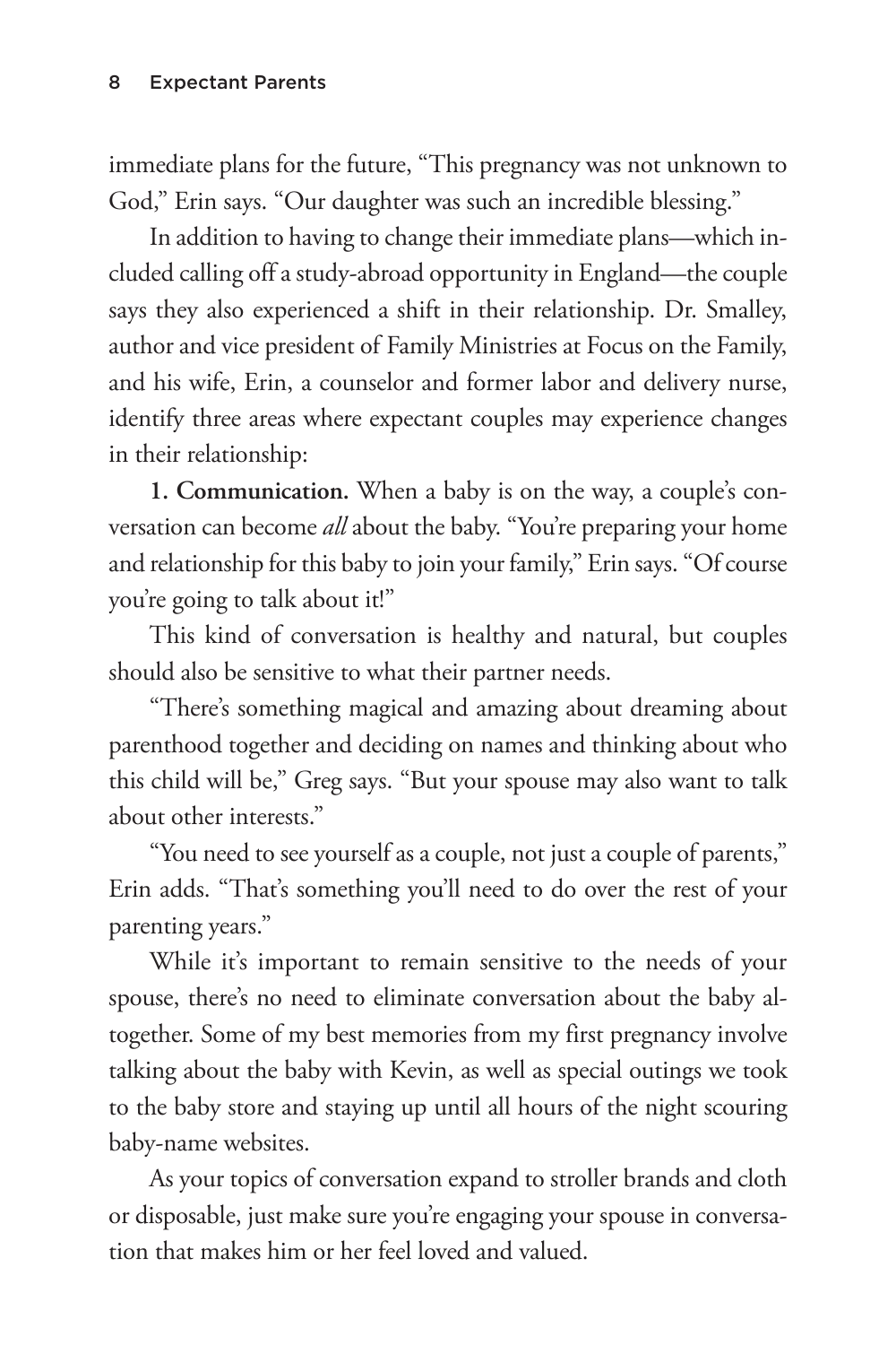immediate plans for the future, "This pregnancy was not unknown to God," Erin says. "Our daughter was such an incredible blessing."

In addition to having to change their immediate plans—which included calling off a study-abroad opportunity in England—the couple says they also experienced a shift in their relationship. Dr. Smalley, author and vice president of Family Ministries at Focus on the Family, and his wife, Erin, a counselor and former labor and delivery nurse, identify three areas where expectant couples may experience changes in their relationship:

**1. Communication.** When a baby is on the way, a couple's conversation can become *all* about the baby. "You're preparing your home and relationship for this baby to join your family," Erin says. "Of course you're going to talk about it!"

This kind of conversation is healthy and natural, but couples should also be sensitive to what their partner needs.

"There's something magical and amazing about dreaming about parenthood together and deciding on names and thinking about who this child will be," Greg says. "But your spouse may also want to talk about other interests."

"You need to see yourself as a couple, not just a couple of parents," Erin adds. "That's something you'll need to do over the rest of your parenting years."

While it's important to remain sensitive to the needs of your spouse, there's no need to eliminate conversation about the baby altogether. Some of my best memories from my first pregnancy involve talking about the baby with Kevin, as well as special outings we took to the baby store and staying up until all hours of the night scouring baby-name websites.

As your topics of conversation expand to stroller brands and cloth or disposable, just make sure you're engaging your spouse in conversation that makes him or her feel loved and valued.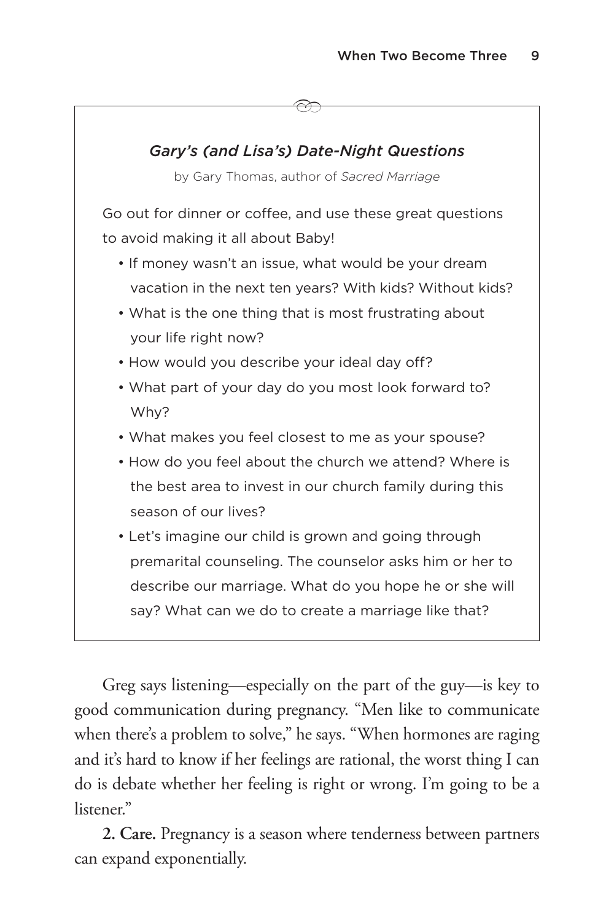### *Gary's (and Lisa's) Date-Night Questions*

by Gary Thomas, author of *Sacred Marriage*

Go out for dinner or coffee, and use these great questions to avoid making it all about Baby!

- If money wasn't an issue, what would be your dream vacation in the next ten years? With kids? Without kids?
- What is the one thing that is most frustrating about your life right now?
- How would you describe your ideal day off?
- What part of your day do you most look forward to? Why?
- What makes you feel closest to me as your spouse?
- How do you feel about the church we attend? Where is the best area to invest in our church family during this season of our lives?
- Let's imagine our child is grown and going through premarital counseling. The counselor asks him or her to describe our marriage. What do you hope he or she will say? What can we do to create a marriage like that?

Greg says listening—especially on the part of the guy—is key to good communication during pregnancy. "Men like to communicate when there's a problem to solve," he says. "When hormones are raging and it's hard to know if her feelings are rational, the worst thing I can do is debate whether her feeling is right or wrong. I'm going to be a listener."

**2. Care.** Pregnancy is a season where tenderness between partners can expand exponentially.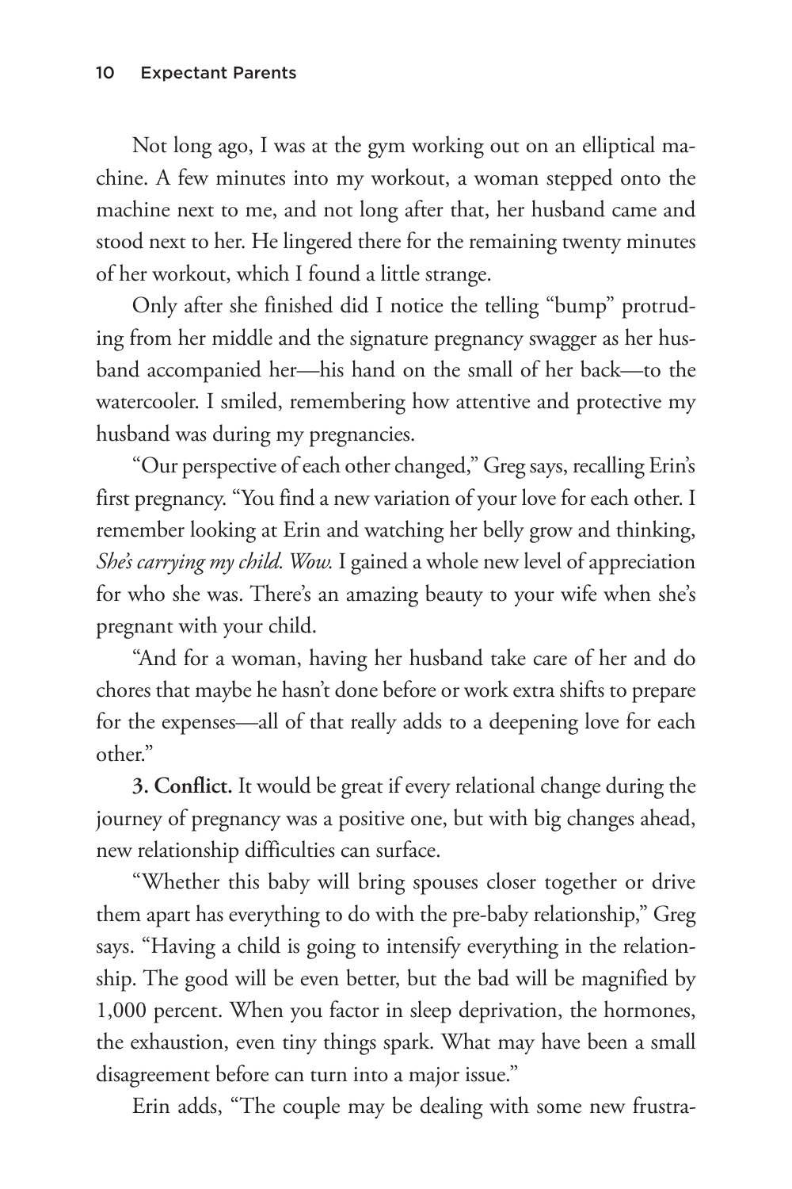Not long ago, I was at the gym working out on an elliptical machine. A few minutes into my workout, a woman stepped onto the machine next to me, and not long after that, her husband came and stood next to her. He lingered there for the remaining twenty minutes of her workout, which I found a little strange.

Only after she finished did I notice the telling "bump" protruding from her middle and the signature pregnancy swagger as her husband accompanied her—his hand on the small of her back—to the watercooler. I smiled, remembering how attentive and protective my husband was during my pregnancies.

"Our perspective of each other changed," Greg says, recalling Erin's first pregnancy. "You find a new variation of your love for each other. I remember looking at Erin and watching her belly grow and thinking, *She's carrying my child. Wow.* I gained a whole new level of appreciation for who she was. There's an amazing beauty to your wife when she's pregnant with your child.

"And for a woman, having her husband take care of her and do chores that maybe he hasn't done before or work extra shifts to prepare for the expenses—all of that really adds to a deepening love for each other."

**3. Conflict.** It would be great if every relational change during the journey of pregnancy was a positive one, but with big changes ahead, new relationship difficulties can surface.

"Whether this baby will bring spouses closer together or drive them apart has everything to do with the pre-baby relationship," Greg says. "Having a child is going to intensify everything in the relationship. The good will be even better, but the bad will be magnified by 1,000 percent. When you factor in sleep deprivation, the hormones, the exhaustion, even tiny things spark. What may have been a small disagreement before can turn into a major issue."

Erin adds, "The couple may be dealing with some new frustra-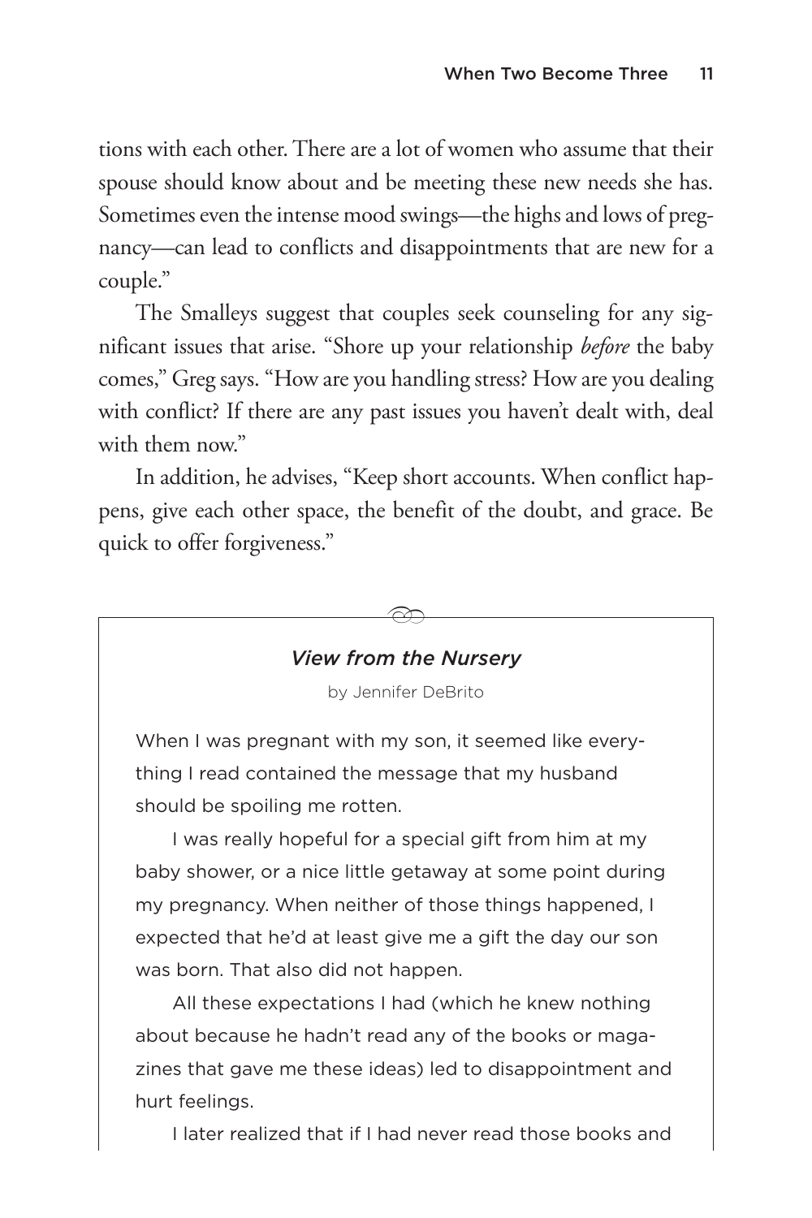tions with each other. There are a lot of women who assume that their spouse should know about and be meeting these new needs she has. Sometimes even the intense mood swings—the highs and lows of pregnancy—can lead to conflicts and disappointments that are new for a couple."

The Smalleys suggest that couples seek counseling for any significant issues that arise. "Shore up your relationship *before* the baby comes," Greg says. "How are you handling stress? How are you dealing with conflict? If there are any past issues you haven't dealt with, deal with them now."

In addition, he advises, "Keep short accounts. When conflict happens, give each other space, the benefit of the doubt, and grace. Be quick to offer forgiveness."

### *View from the Nursery*

by Jennifer DeBrito

When I was pregnant with my son, it seemed like everything I read contained the message that my husband should be spoiling me rotten.

I was really hopeful for a special gift from him at my baby shower, or a nice little getaway at some point during my pregnancy. When neither of those things happened, I expected that he'd at least give me a gift the day our son was born. That also did not happen.

All these expectations I had (which he knew nothing about because he hadn't read any of the books or magazines that gave me these ideas) led to disappointment and hurt feelings.

I later realized that if I had never read those books and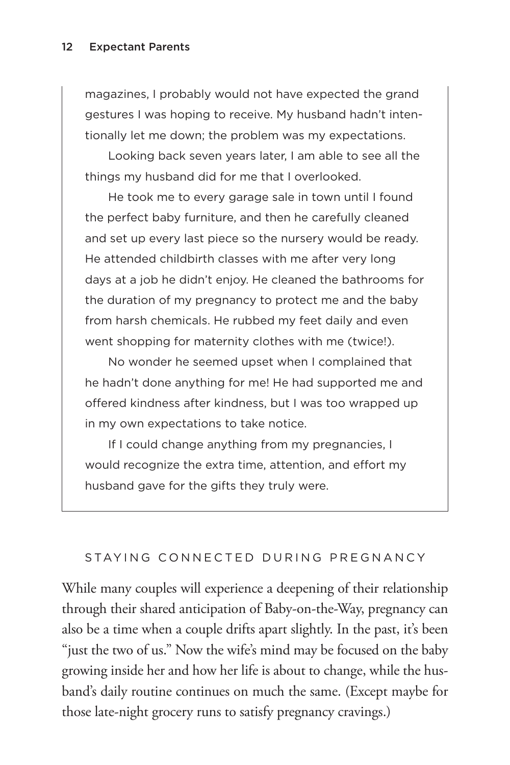magazines, I probably would not have expected the grand gestures I was hoping to receive. My husband hadn't intentionally let me down; the problem was my expectations.

Looking back seven years later, I am able to see all the things my husband did for me that I overlooked.

He took me to every garage sale in town until I found the perfect baby furniture, and then he carefully cleaned and set up every last piece so the nursery would be ready. He attended childbirth classes with me after very long days at a job he didn't enjoy. He cleaned the bathrooms for the duration of my pregnancy to protect me and the baby from harsh chemicals. He rubbed my feet daily and even went shopping for maternity clothes with me (twice!).

No wonder he seemed upset when I complained that he hadn't done anything for me! He had supported me and offered kindness after kindness, but I was too wrapped up in my own expectations to take notice.

If I could change anything from my pregnancies, I would recognize the extra time, attention, and effort my husband gave for the gifts they truly were.

## STAYING CONNECTED DURING PREGNANCY

While many couples will experience a deepening of their relationship through their shared anticipation of Baby-on-the-Way, pregnancy can also be a time when a couple drifts apart slightly. In the past, it's been "just the two of us." Now the wife's mind may be focused on the baby growing inside her and how her life is about to change, while the husband's daily routine continues on much the same. (Except maybe for those late-night grocery runs to satisfy pregnancy cravings.)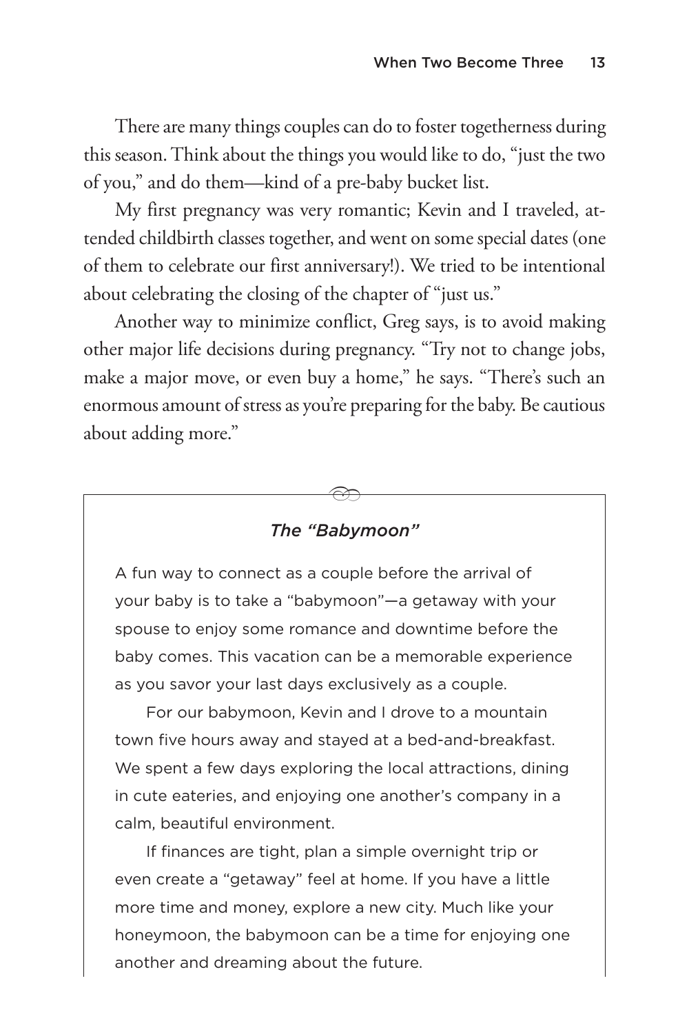There are many things couples can do to foster togetherness during this season. Think about the things you would like to do, "just the two of you," and do them—kind of a pre-baby bucket list.

My first pregnancy was very romantic; Kevin and I traveled, attended childbirth classes together, and went on some special dates (one of them to celebrate our first anniversary!). We tried to be intentional about celebrating the closing of the chapter of "just us."

Another way to minimize conflict, Greg says, is to avoid making other major life decisions during pregnancy. "Try not to change jobs, make a major move, or even buy a home," he says. "There's such an enormous amount of stress as you're preparing for the baby. Be cautious about adding more."

### *The "Babymoon"*

A fun way to connect as a couple before the arrival of your baby is to take a "babymoon"—a getaway with your spouse to enjoy some romance and downtime before the baby comes. This vacation can be a memorable experience as you savor your last days exclusively as a couple.

For our babymoon, Kevin and I drove to a mountain town five hours away and stayed at a bed-and-breakfast. We spent a few days exploring the local attractions, dining in cute eateries, and enjoying one another's company in a calm, beautiful environment.

If finances are tight, plan a simple overnight trip or even create a "getaway" feel at home. If you have a little more time and money, explore a new city. Much like your honeymoon, the babymoon can be a time for enjoying one another and dreaming about the future.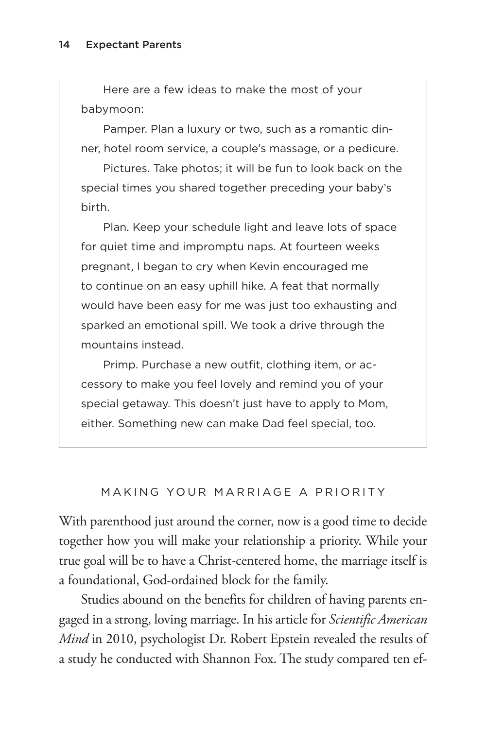Here are a few ideas to make the most of your babymoon:

Pamper. Plan a luxury or two, such as a romantic dinner, hotel room service, a couple's massage, or a pedicure.

Pictures. Take photos; it will be fun to look back on the special times you shared together preceding your baby's birth.

Plan. Keep your schedule light and leave lots of space for quiet time and impromptu naps. At fourteen weeks pregnant, I began to cry when Kevin encouraged me to continue on an easy uphill hike. A feat that normally would have been easy for me was just too exhausting and sparked an emotional spill. We took a drive through the mountains instead.

Primp. Purchase a new outfit, clothing item, or accessory to make you feel lovely and remind you of your special getaway. This doesn't just have to apply to Mom, either. Something new can make Dad feel special, too.

## MAKING YOUR MARRIAGE A PRIORITY

With parenthood just around the corner, now is a good time to decide together how you will make your relationship a priority. While your true goal will be to have a Christ-centered home, the marriage itself is a foundational, God-ordained block for the family.

Studies abound on the benefits for children of having parents engaged in a strong, loving marriage. In his article for *Scientific American Mind* in 2010, psychologist Dr. Robert Epstein revealed the results of a study he conducted with Shannon Fox. The study compared ten ef-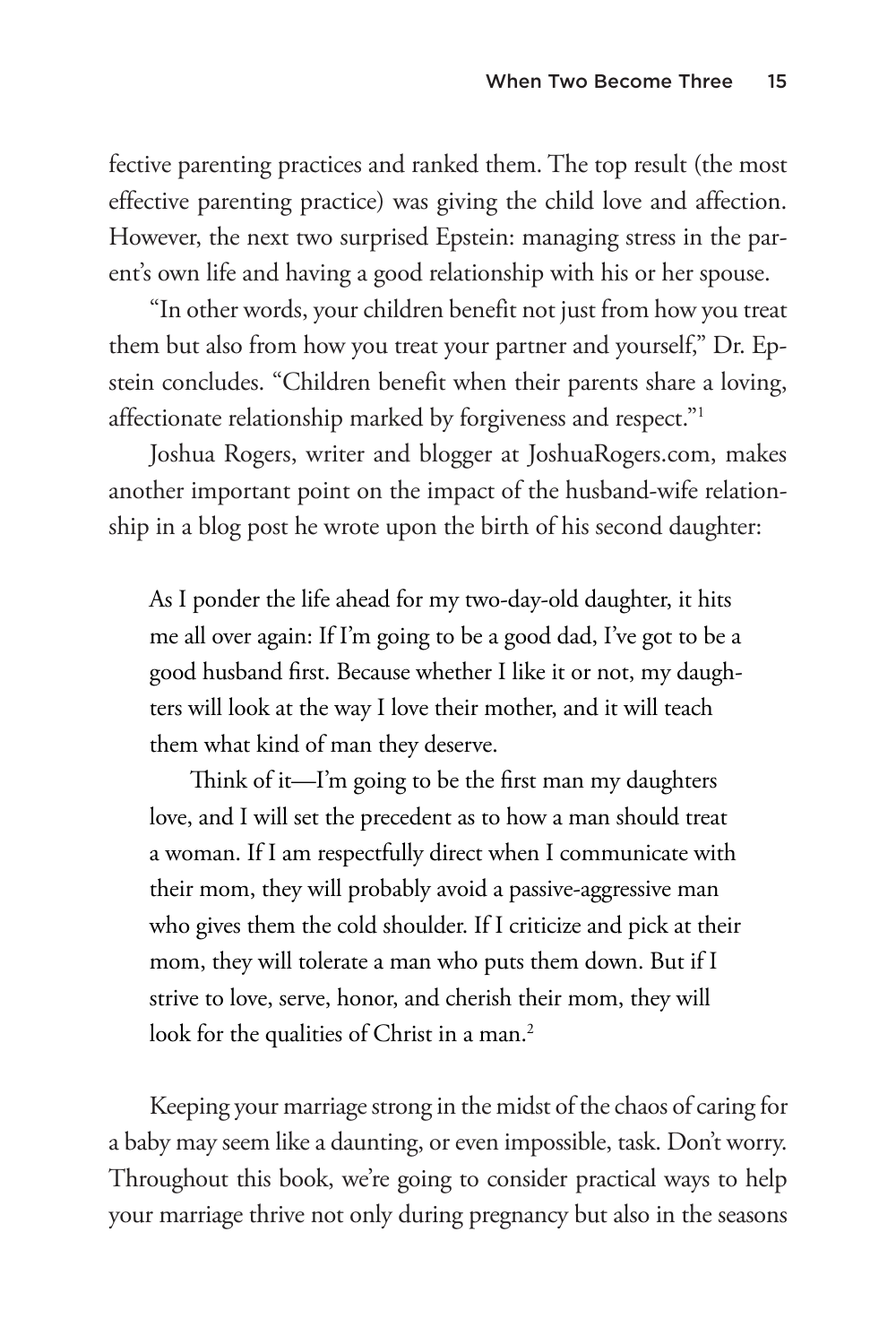fective parenting practices and ranked them. The top result (the most effective parenting practice) was giving the child love and affection. However, the next two surprised Epstein: managing stress in the parent's own life and having a good relationship with his or her spouse.

"In other words, your children benefit not just from how you treat them but also from how you treat your partner and yourself," Dr. Epstein concludes. "Children benefit when their parents share a loving, affectionate relationship marked by forgiveness and respect."[1]

Joshua Rogers, writer and blogger at JoshuaRogers.com, makes another important point on the impact of the husband-wife relationship in a blog post he wrote upon the birth of his second daughter:

> As I ponder the life ahead for my two-day-old daughter, it hits me all over again: If I'm going to be a good dad, I've got to be a good husband first. Because whether I like it or not, my daughters will look at the way I love their mother, and it will teach them what kind of man they deserve.
>
> Think of it—I'm going to be the first man my daughters love, and I will set the precedent as to how a man should treat a woman. If I am respectfully direct when I communicate with their mom, they will probably avoid a passive-aggressive man who gives them the cold shoulder. If I criticize and pick at their mom, they will tolerate a man who puts them down. But if I strive to love, serve, honor, and cherish their mom, they will look for the qualities of Christ in a man.[2]

Keeping your marriage strong in the midst of the chaos of caring for a baby may seem like a daunting, or even impossible, task. Don't worry. Throughout this book, we're going to consider practical ways to help your marriage thrive not only during pregnancy but also in the seasons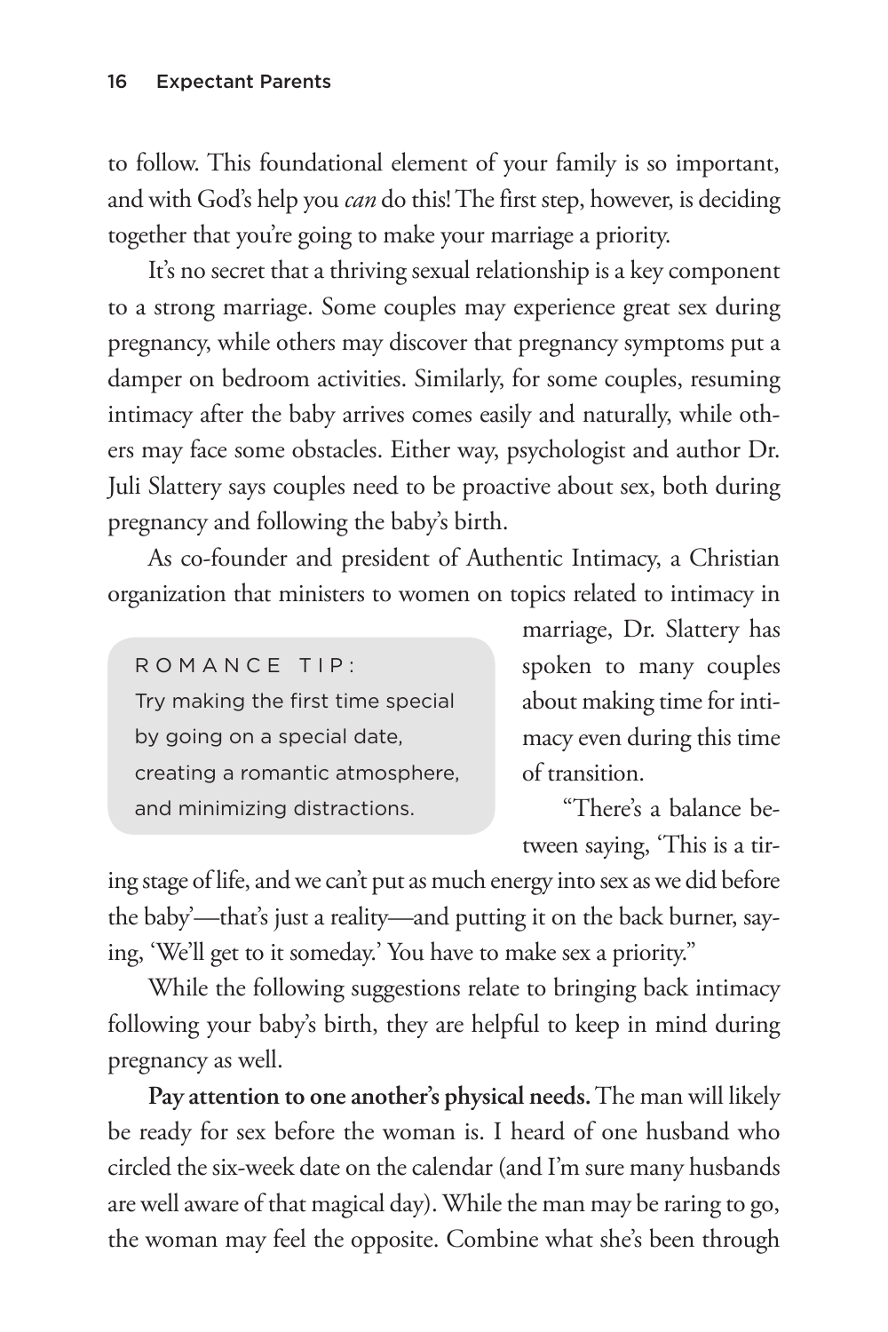to follow. This foundational element of your family is so important, and with God's help you *can* do this! The first step, however, is deciding together that you're going to make your marriage a priority.

It's no secret that a thriving sexual relationship is a key component to a strong marriage. Some couples may experience great sex during pregnancy, while others may discover that pregnancy symptoms put a damper on bedroom activities. Similarly, for some couples, resuming intimacy after the baby arrives comes easily and naturally, while others may face some obstacles. Either way, psychologist and author Dr. Juli Slattery says couples need to be proactive about sex, both during pregnancy and following the baby's birth.

As co-founder and president of Authentic Intimacy, a Christian organization that ministers to women on topics related to intimacy in marriage, Dr. Slattery has spoken to many couples about making time for intimacy even during this time of transition.

> ROMANCE TIP:
> Try making the first time special by going on a special date, creating a romantic atmosphere, and minimizing distractions.

"There's a balance between saying, 'This is a tiring stage of life, and we can't put as much energy into sex as we did before the baby'—that's just a reality—and putting it on the back burner, saying, 'We'll get to it someday.' You have to make sex a priority."

While the following suggestions relate to bringing back intimacy following your baby's birth, they are helpful to keep in mind during pregnancy as well.

**Pay attention to one another's physical needs.** The man will likely be ready for sex before the woman is. I heard of one husband who circled the six-week date on the calendar (and I'm sure many husbands are well aware of that magical day). While the man may be raring to go, the woman may feel the opposite. Combine what she's been through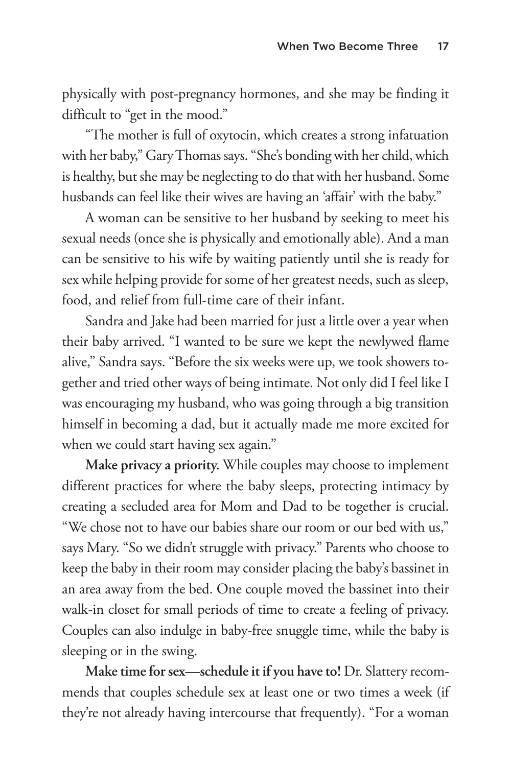physically with post-pregnancy hormones, and she may be finding it difficult to "get in the mood."

"The mother is full of oxytocin, which creates a strong infatuation with her baby," Gary Thomas says. "She's bonding with her child, which is healthy, but she may be neglecting to do that with her husband. Some husbands can feel like their wives are having an 'affair' with the baby."

A woman can be sensitive to her husband by seeking to meet his sexual needs (once she is physically and emotionally able). And a man can be sensitive to his wife by waiting patiently until she is ready for sex while helping provide for some of her greatest needs, such as sleep, food, and relief from full-time care of their infant.

Sandra and Jake had been married for just a little over a year when their baby arrived. "I wanted to be sure we kept the newlywed flame alive," Sandra says. "Before the six weeks were up, we took showers together and tried other ways of being intimate. Not only did I feel like I was encouraging my husband, who was going through a big transition himself in becoming a dad, but it actually made me more excited for when we could start having sex again."

**Make privacy a priority.** While couples may choose to implement different practices for where the baby sleeps, protecting intimacy by creating a secluded area for Mom and Dad to be together is crucial. "We chose not to have our babies share our room or our bed with us," says Mary. "So we didn't struggle with privacy." Parents who choose to keep the baby in their room may consider placing the baby's bassinet in an area away from the bed. One couple moved the bassinet into their walk-in closet for small periods of time to create a feeling of privacy. Couples can also indulge in baby-free snuggle time, while the baby is sleeping or in the swing.

**Make time for sex—schedule it if you have to!** Dr. Slattery recommends that couples schedule sex at least one or two times a week (if they're not already having intercourse that frequently). "For a woman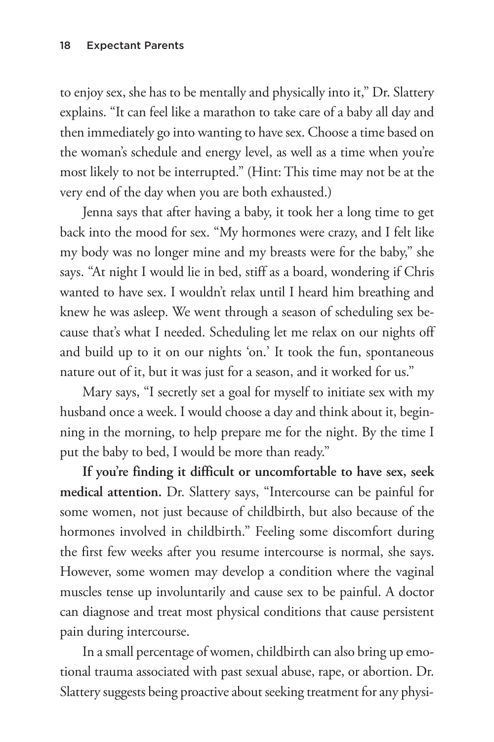to enjoy sex, she has to be mentally and physically into it," Dr. Slattery explains. "It can feel like a marathon to take care of a baby all day and then immediately go into wanting to have sex. Choose a time based on the woman's schedule and energy level, as well as a time when you're most likely to not be interrupted." (Hint: This time may not be at the very end of the day when you are both exhausted.)

Jenna says that after having a baby, it took her a long time to get back into the mood for sex. "My hormones were crazy, and I felt like my body was no longer mine and my breasts were for the baby," she says. "At night I would lie in bed, stiff as a board, wondering if Chris wanted to have sex. I wouldn't relax until I heard him breathing and knew he was asleep. We went through a season of scheduling sex because that's what I needed. Scheduling let me relax on our nights off and build up to it on our nights 'on.' It took the fun, spontaneous nature out of it, but it was just for a season, and it worked for us."

Mary says, "I secretly set a goal for myself to initiate sex with my husband once a week. I would choose a day and think about it, beginning in the morning, to help prepare me for the night. By the time I put the baby to bed, I would be more than ready."

**If you're finding it difficult or uncomfortable to have sex, seek medical attention.** Dr. Slattery says, "Intercourse can be painful for some women, not just because of childbirth, but also because of the hormones involved in childbirth." Feeling some discomfort during the first few weeks after you resume intercourse is normal, she says. However, some women may develop a condition where the vaginal muscles tense up involuntarily and cause sex to be painful. A doctor can diagnose and treat most physical conditions that cause persistent pain during intercourse.

In a small percentage of women, childbirth can also bring up emotional trauma associated with past sexual abuse, rape, or abortion. Dr. Slattery suggests being proactive about seeking treatment for any physi-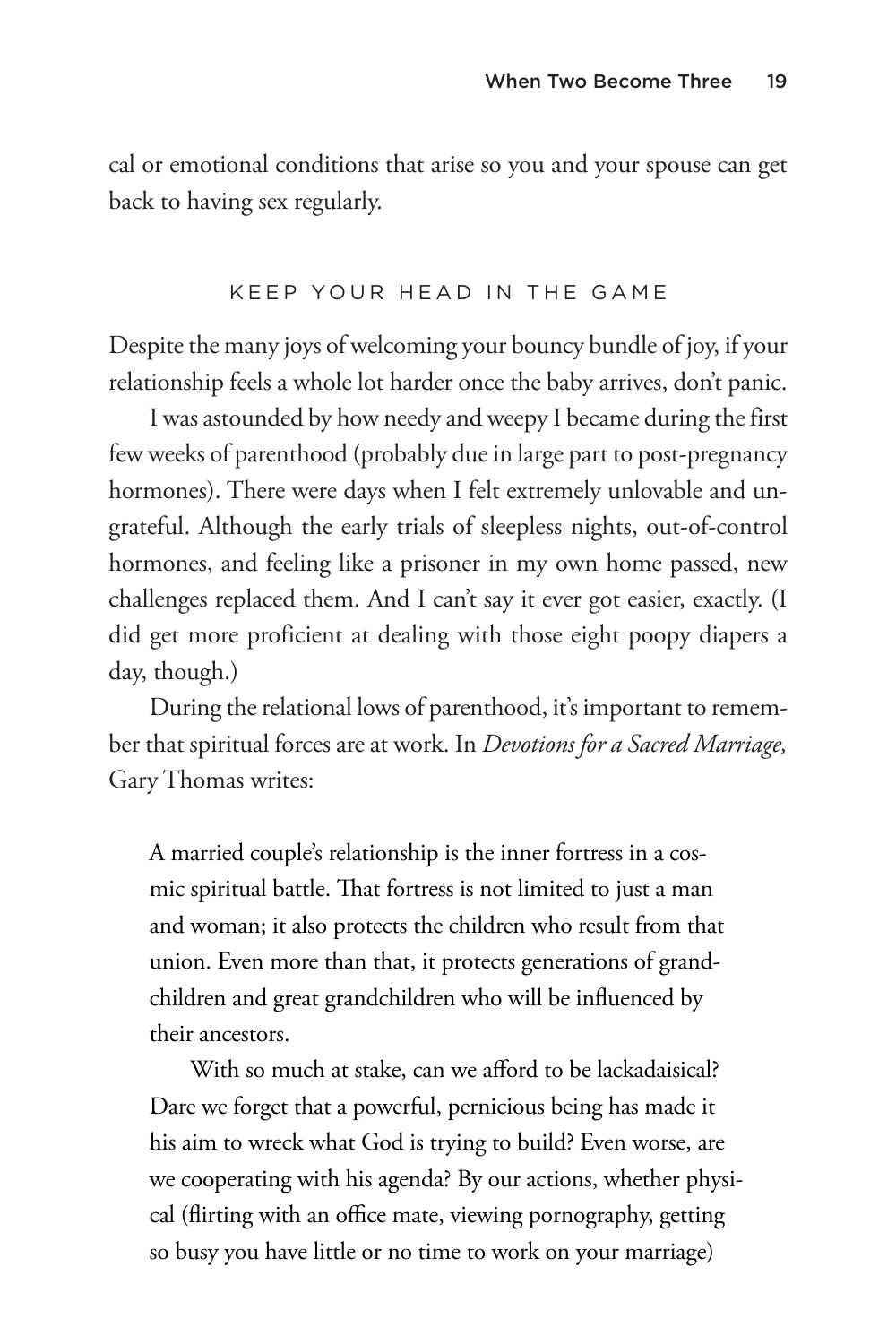cal or emotional conditions that arise so you and your spouse can get back to having sex regularly.

## KEEP YOUR HEAD IN THE GAME

Despite the many joys of welcoming your bouncy bundle of joy, if your relationship feels a whole lot harder once the baby arrives, don't panic.

I was astounded by how needy and weepy I became during the first few weeks of parenthood (probably due in large part to post-pregnancy hormones). There were days when I felt extremely unlovable and ungrateful. Although the early trials of sleepless nights, out-of-control hormones, and feeling like a prisoner in my own home passed, new challenges replaced them. And I can't say it ever got easier, exactly. (I did get more proficient at dealing with those eight poopy diapers a day, though.)

During the relational lows of parenthood, it's important to remember that spiritual forces are at work. In *Devotions for a Sacred Marriage,* Gary Thomas writes:

> A married couple's relationship is the inner fortress in a cosmic spiritual battle. That fortress is not limited to just a man and woman; it also protects the children who result from that union. Even more than that, it protects generations of grandchildren and great grandchildren who will be influenced by their ancestors.
>
> With so much at stake, can we afford to be lackadaisical? Dare we forget that a powerful, pernicious being has made it his aim to wreck what God is trying to build? Even worse, are we cooperating with his agenda? By our actions, whether physical (flirting with an office mate, viewing pornography, getting so busy you have little or no time to work on your marriage)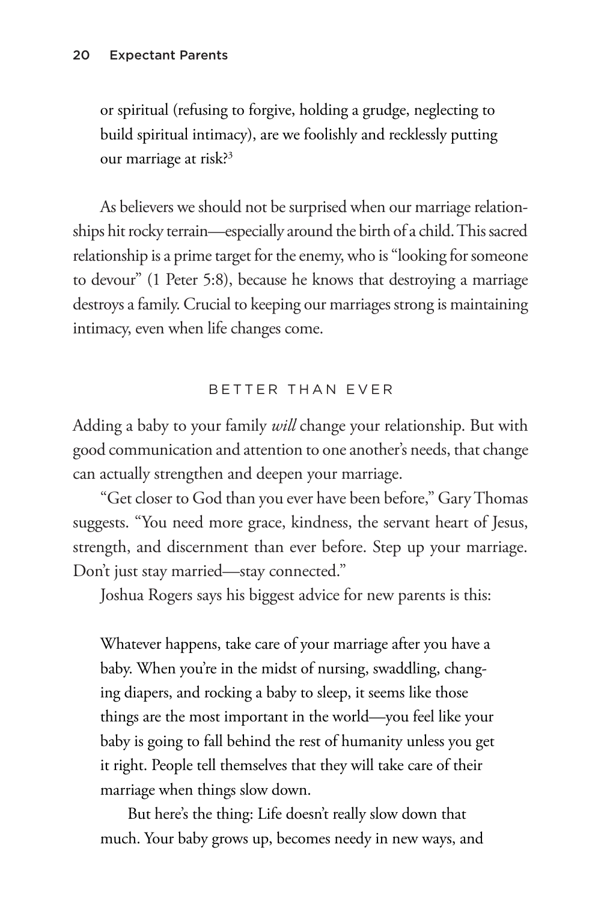> or spiritual (refusing to forgive, holding a grudge, neglecting to build spiritual intimacy), are we foolishly and recklessly putting our marriage at risk?[3]

As believers we should not be surprised when our marriage relationships hit rocky terrain—especially around the birth of a child. This sacred relationship is a prime target for the enemy, who is "looking for someone to devour" (1 Peter 5:8), because he knows that destroying a marriage destroys a family. Crucial to keeping our marriages strong is maintaining intimacy, even when life changes come.

## BETTER THAN EVER

Adding a baby to your family *will* change your relationship. But with good communication and attention to one another's needs, that change can actually strengthen and deepen your marriage.

"Get closer to God than you ever have been before," Gary Thomas suggests. "You need more grace, kindness, the servant heart of Jesus, strength, and discernment than ever before. Step up your marriage. Don't just stay married—stay connected."

Joshua Rogers says his biggest advice for new parents is this:

> Whatever happens, take care of your marriage after you have a baby. When you're in the midst of nursing, swaddling, changing diapers, and rocking a baby to sleep, it seems like those things are the most important in the world—you feel like your baby is going to fall behind the rest of humanity unless you get it right. People tell themselves that they will take care of their marriage when things slow down.
>
> But here's the thing: Life doesn't really slow down that much. Your baby grows up, becomes needy in new ways, and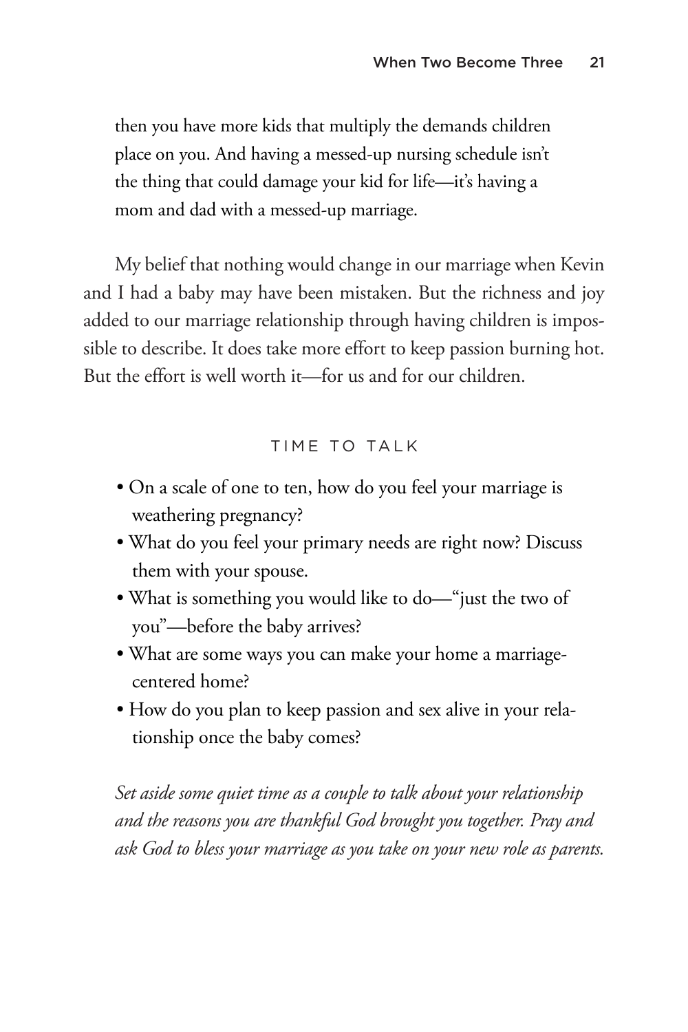then you have more kids that multiply the demands children place on you. And having a messed-up nursing schedule isn't the thing that could damage your kid for life—it's having a mom and dad with a messed-up marriage.

My belief that nothing would change in our marriage when Kevin and I had a baby may have been mistaken. But the richness and joy added to our marriage relationship through having children is impossible to describe. It does take more effort to keep passion burning hot. But the effort is well worth it—for us and for our children.

### TIME TO TALK

- On a scale of one to ten, how do you feel your marriage is weathering pregnancy?
- What do you feel your primary needs are right now? Discuss them with your spouse.
- What is something you would like to do—"just the two of you"—before the baby arrives?
- What are some ways you can make your home a marriage-centered home?
- How do you plan to keep passion and sex alive in your relationship once the baby comes?

*Set aside some quiet time as a couple to talk about your relationship and the reasons you are thankful God brought you together. Pray and ask God to bless your marriage as you take on your new role as parents.*